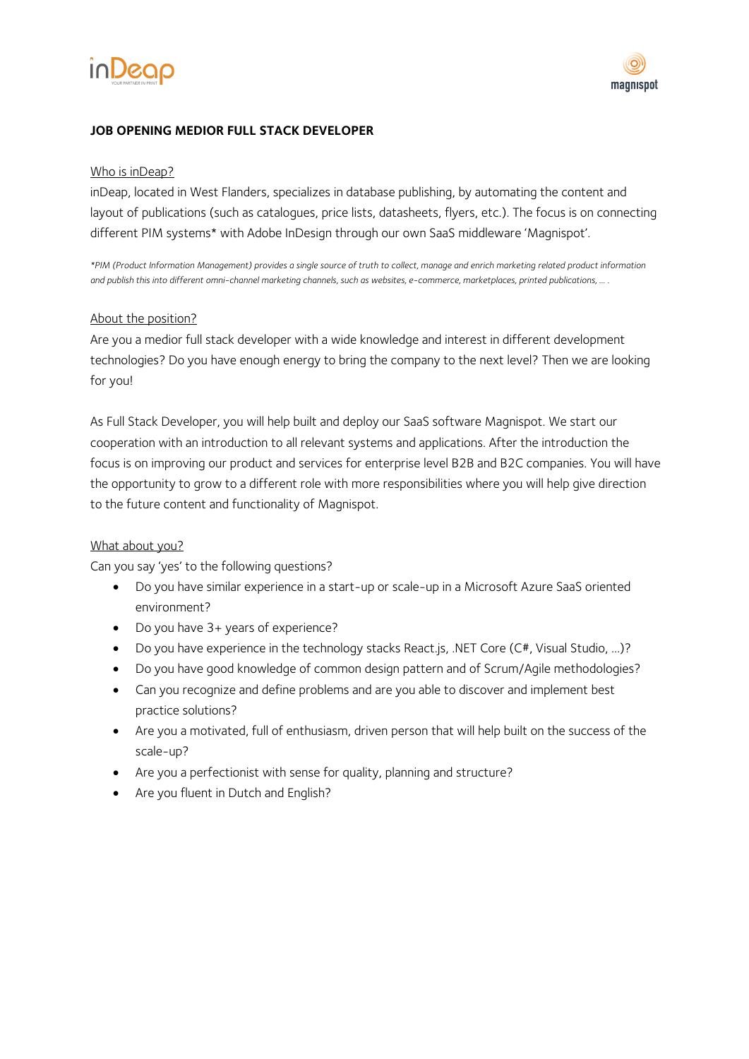**JOB OPENING MEDIOR FULL STACK DEVELOPER**

<u>Who is inDeap?</u>

inDeap, located in West Flanders, specializes in database publishing, by automating the content and layout of publications (such as catalogues, price lists, datasheets, flyers, etc.). The focus is on connecting different PIM systems* with Adobe InDesign through our own SaaS middleware 'Magnispot'.

*\*PIM (Product Information Management) provides a single source of truth to collect, manage and enrich marketing related product information and publish this into different omni-channel marketing channels, such as websites, e-commerce, marketplaces, printed publications, … .*

<u>About the position?</u>

Are you a medior full stack developer with a wide knowledge and interest in different development technologies? Do you have enough energy to bring the company to the next level? Then we are looking for you!

As Full Stack Developer, you will help built and deploy our SaaS software Magnispot. We start our cooperation with an introduction to all relevant systems and applications. After the introduction the focus is on improving our product and services for enterprise level B2B and B2C companies. You will have the opportunity to grow to a different role with more responsibilities where you will help give direction to the future content and functionality of Magnispot.

<u>What about you?</u>

Can you say 'yes' to the following questions?

- Do you have similar experience in a start-up or scale-up in a Microsoft Azure SaaS oriented environment?
- Do you have 3+ years of experience?
- Do you have experience in the technology stacks React.js, .NET Core (C#, Visual Studio, …)?
- Do you have good knowledge of common design pattern and of Scrum/Agile methodologies?
- Can you recognize and define problems and are you able to discover and implement best practice solutions?
- Are you a motivated, full of enthusiasm, driven person that will help built on the success of the scale-up?
- Are you a perfectionist with sense for quality, planning and structure?
- Are you fluent in Dutch and English?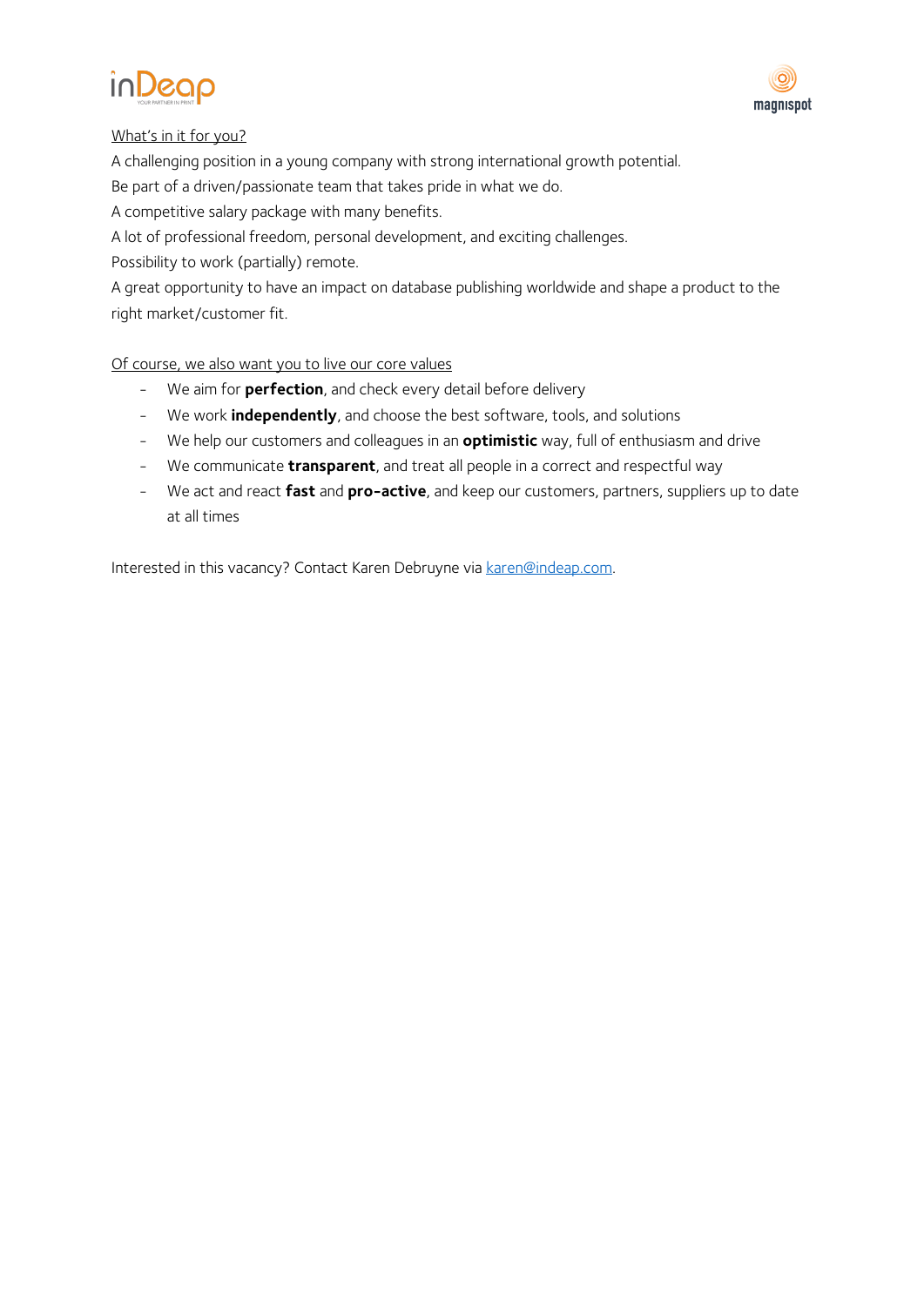What's in it for you?

A challenging position in a young company with strong international growth potential.

Be part of a driven/passionate team that takes pride in what we do.

A competitive salary package with many benefits.

A lot of professional freedom, personal development, and exciting challenges.

Possibility to work (partially) remote.

A great opportunity to have an impact on database publishing worldwide and shape a product to the right market/customer fit.

Of course, we also want you to live our core values

- We aim for **perfection**, and check every detail before delivery
- We work **independently**, and choose the best software, tools, and solutions
- We help our customers and colleagues in an **optimistic** way, full of enthusiasm and drive
- We communicate **transparent**, and treat all people in a correct and respectful way
- We act and react **fast** and **pro-active**, and keep our customers, partners, suppliers up to date at all times

Interested in this vacancy? Contact Karen Debruyne via [karen@indeap.com](mailto:karen@indeap.com).